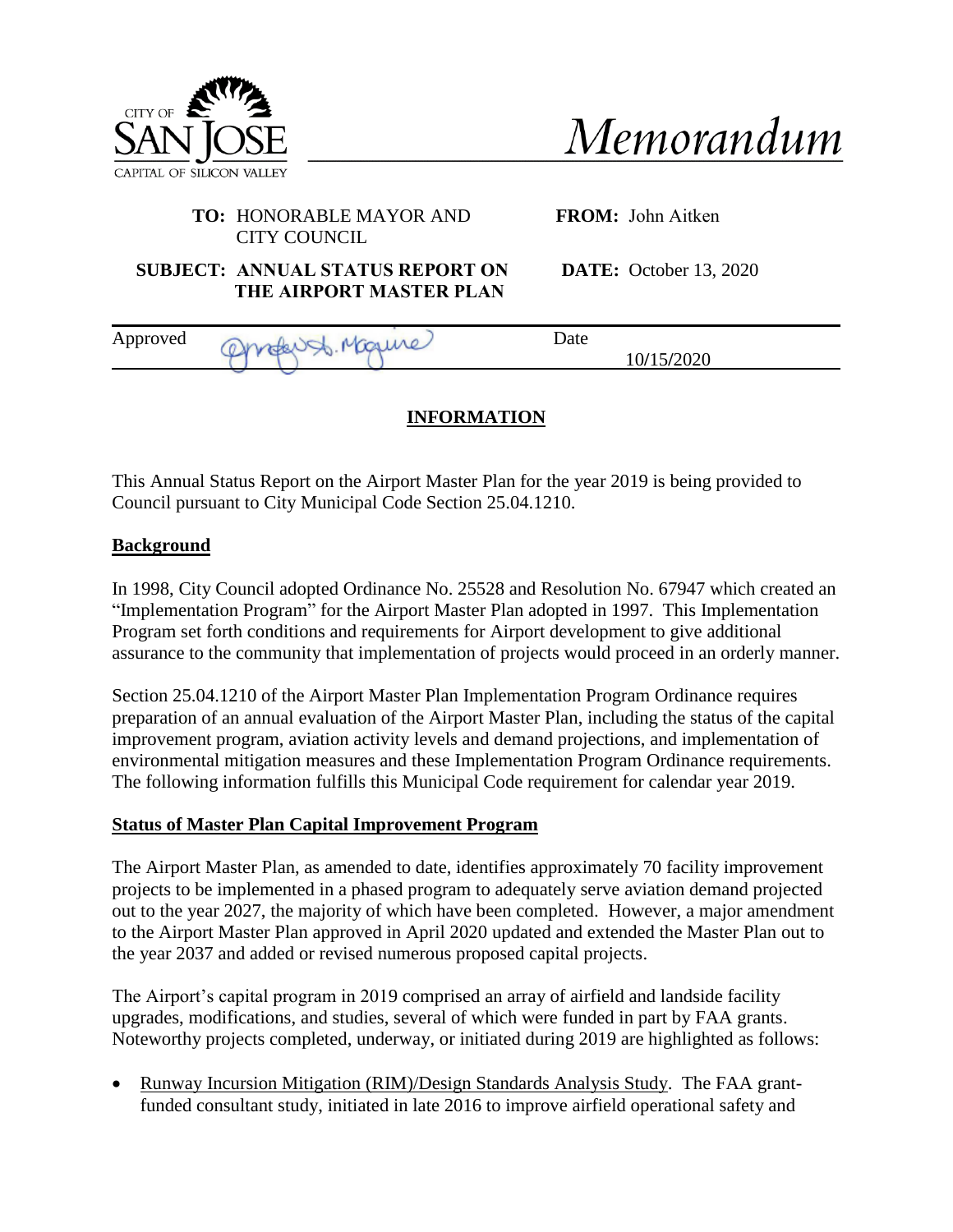CITY OF SAN JOSE
CAPITAL OF SILICON VALLEY

# *Memorandum*

**TO:** HONORABLE MAYOR AND CITY COUNCIL

**FROM:** John Aitken

**SUBJECT: ANNUAL STATUS REPORT ON THE AIRPORT MASTER PLAN**

**DATE:** October 13, 2020

| Approved | Date |
| --- | --- |
| | 10/15/2020 |

## INFORMATION

This Annual Status Report on the Airport Master Plan for the year 2019 is being provided to Council pursuant to City Municipal Code Section 25.04.1210.

### Background

In 1998, City Council adopted Ordinance No. 25528 and Resolution No. 67947 which created an "Implementation Program" for the Airport Master Plan adopted in 1997. This Implementation Program set forth conditions and requirements for Airport development to give additional assurance to the community that implementation of projects would proceed in an orderly manner.

Section 25.04.1210 of the Airport Master Plan Implementation Program Ordinance requires preparation of an annual evaluation of the Airport Master Plan, including the status of the capital improvement program, aviation activity levels and demand projections, and implementation of environmental mitigation measures and these Implementation Program Ordinance requirements. The following information fulfills this Municipal Code requirement for calendar year 2019.

### Status of Master Plan Capital Improvement Program

The Airport Master Plan, as amended to date, identifies approximately 70 facility improvement projects to be implemented in a phased program to adequately serve aviation demand projected out to the year 2027, the majority of which have been completed. However, a major amendment to the Airport Master Plan approved in April 2020 updated and extended the Master Plan out to the year 2037 and added or revised numerous proposed capital projects.

The Airport's capital program in 2019 comprised an array of airfield and landside facility upgrades, modifications, and studies, several of which were funded in part by FAA grants. Noteworthy projects completed, underway, or initiated during 2019 are highlighted as follows:

- Runway Incursion Mitigation (RIM)/Design Standards Analysis Study. The FAA grant-funded consultant study, initiated in late 2016 to improve airfield operational safety and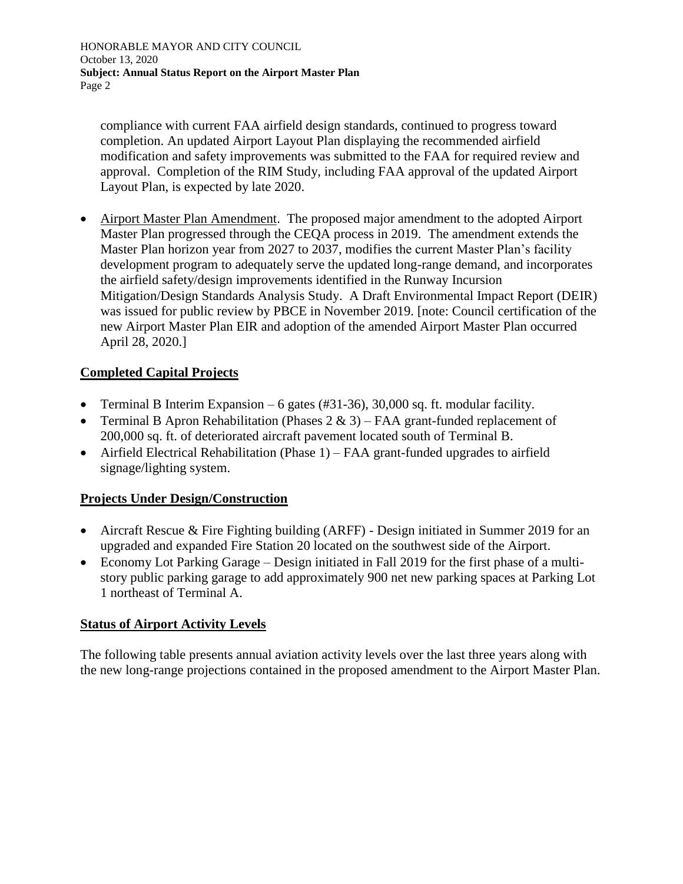compliance with current FAA airfield design standards, continued to progress toward completion. An updated Airport Layout Plan displaying the recommended airfield modification and safety improvements was submitted to the FAA for required review and approval. Completion of the RIM Study, including FAA approval of the updated Airport Layout Plan, is expected by late 2020.

- Airport Master Plan Amendment. The proposed major amendment to the adopted Airport Master Plan progressed through the CEQA process in 2019. The amendment extends the Master Plan horizon year from 2027 to 2037, modifies the current Master Plan's facility development program to adequately serve the updated long-range demand, and incorporates the airfield safety/design improvements identified in the Runway Incursion Mitigation/Design Standards Analysis Study. A Draft Environmental Impact Report (DEIR) was issued for public review by PBCE in November 2019. [note: Council certification of the new Airport Master Plan EIR and adoption of the amended Airport Master Plan occurred April 28, 2020.]

## Completed Capital Projects

- Terminal B Interim Expansion – 6 gates (#31-36), 30,000 sq. ft. modular facility.
- Terminal B Apron Rehabilitation (Phases 2 & 3) – FAA grant-funded replacement of 200,000 sq. ft. of deteriorated aircraft pavement located south of Terminal B.
- Airfield Electrical Rehabilitation (Phase 1) – FAA grant-funded upgrades to airfield signage/lighting system.

## Projects Under Design/Construction

- Aircraft Rescue & Fire Fighting building (ARFF) - Design initiated in Summer 2019 for an upgraded and expanded Fire Station 20 located on the southwest side of the Airport.
- Economy Lot Parking Garage – Design initiated in Fall 2019 for the first phase of a multi-story public parking garage to add approximately 900 net new parking spaces at Parking Lot 1 northeast of Terminal A.

## Status of Airport Activity Levels

The following table presents annual aviation activity levels over the last three years along with the new long-range projections contained in the proposed amendment to the Airport Master Plan.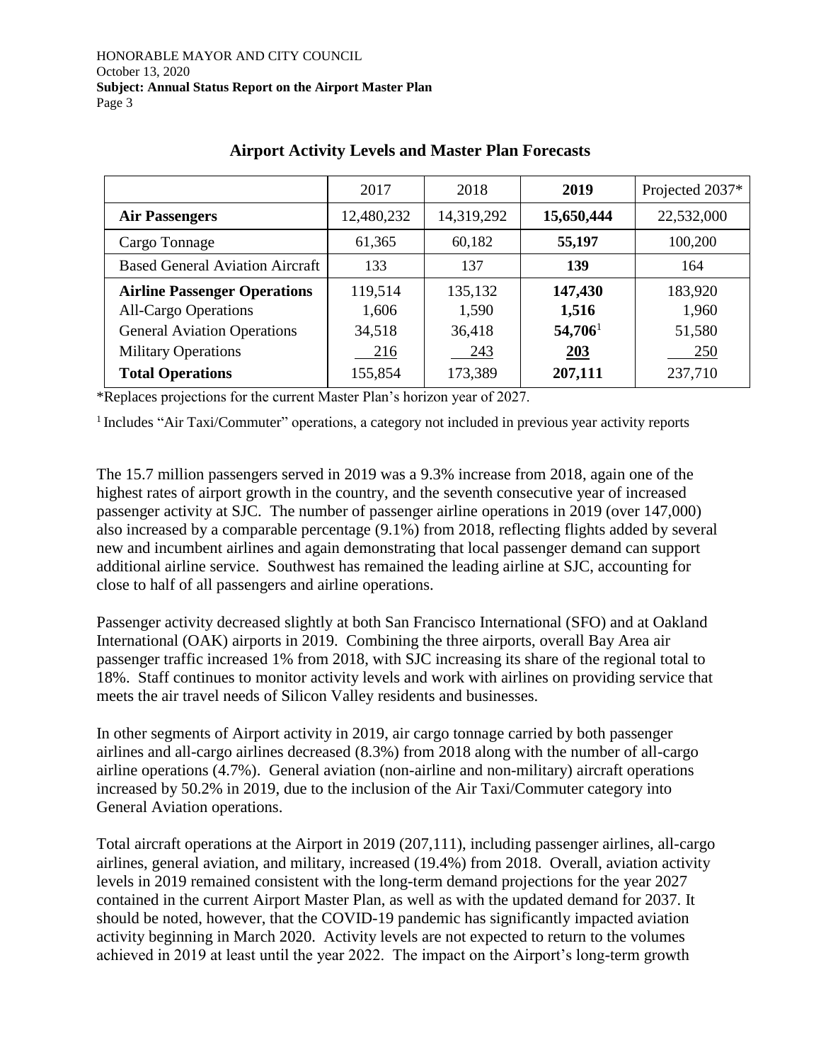## Airport Activity Levels and Master Plan Forecasts

| | 2017 | 2018 | **2019** | Projected 2037* |
|---|---|---|---|---|
| **Air Passengers** | 12,480,232 | 14,319,292 | **15,650,444** | 22,532,000 |
| Cargo Tonnage | 61,365 | 60,182 | **55,197** | 100,200 |
| Based General Aviation Aircraft | 133 | 137 | **139** | 164 |
| **Airline Passenger Operations** | 119,514 | 135,132 | **147,430** | 183,920 |
| All-Cargo Operations | 1,606 | 1,590 | **1,516** | 1,960 |
| General Aviation Operations | 34,518 | 36,418 | **54,706**[1] | 51,580 |
| Military Operations | 216 | 243 | **203** | 250 |
| **Total Operations** | 155,854 | 173,389 | **207,111** | 237,710 |

*Replaces projections for the current Master Plan's horizon year of 2027.

[1] Includes "Air Taxi/Commuter" operations, a category not included in previous year activity reports

The 15.7 million passengers served in 2019 was a 9.3% increase from 2018, again one of the highest rates of airport growth in the country, and the seventh consecutive year of increased passenger activity at SJC. The number of passenger airline operations in 2019 (over 147,000) also increased by a comparable percentage (9.1%) from 2018, reflecting flights added by several new and incumbent airlines and again demonstrating that local passenger demand can support additional airline service. Southwest has remained the leading airline at SJC, accounting for close to half of all passengers and airline operations.

Passenger activity decreased slightly at both San Francisco International (SFO) and at Oakland International (OAK) airports in 2019. Combining the three airports, overall Bay Area air passenger traffic increased 1% from 2018, with SJC increasing its share of the regional total to 18%. Staff continues to monitor activity levels and work with airlines on providing service that meets the air travel needs of Silicon Valley residents and businesses.

In other segments of Airport activity in 2019, air cargo tonnage carried by both passenger airlines and all-cargo airlines decreased (8.3%) from 2018 along with the number of all-cargo airline operations (4.7%). General aviation (non-airline and non-military) aircraft operations increased by 50.2% in 2019, due to the inclusion of the Air Taxi/Commuter category into General Aviation operations.

Total aircraft operations at the Airport in 2019 (207,111), including passenger airlines, all-cargo airlines, general aviation, and military, increased (19.4%) from 2018. Overall, aviation activity levels in 2019 remained consistent with the long-term demand projections for the year 2027 contained in the current Airport Master Plan, as well as with the updated demand for 2037. It should be noted, however, that the COVID-19 pandemic has significantly impacted aviation activity beginning in March 2020. Activity levels are not expected to return to the volumes achieved in 2019 at least until the year 2022. The impact on the Airport's long-term growth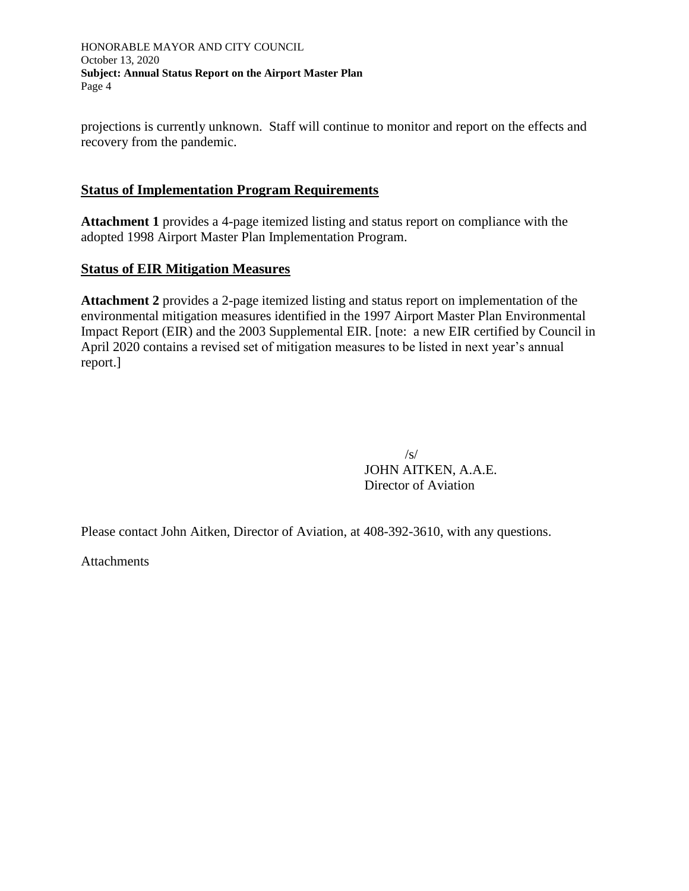projections is currently unknown. Staff will continue to monitor and report on the effects and recovery from the pandemic.

## Status of Implementation Program Requirements

**Attachment 1** provides a 4-page itemized listing and status report on compliance with the adopted 1998 Airport Master Plan Implementation Program.

## Status of EIR Mitigation Measures

**Attachment 2** provides a 2-page itemized listing and status report on implementation of the environmental mitigation measures identified in the 1997 Airport Master Plan Environmental Impact Report (EIR) and the 2003 Supplemental EIR. [note: a new EIR certified by Council in April 2020 contains a revised set of mitigation measures to be listed in next year's annual report.]

/s/
JOHN AITKEN, A.A.E.
Director of Aviation

Please contact John Aitken, Director of Aviation, at 408-392-3610, with any questions.

Attachments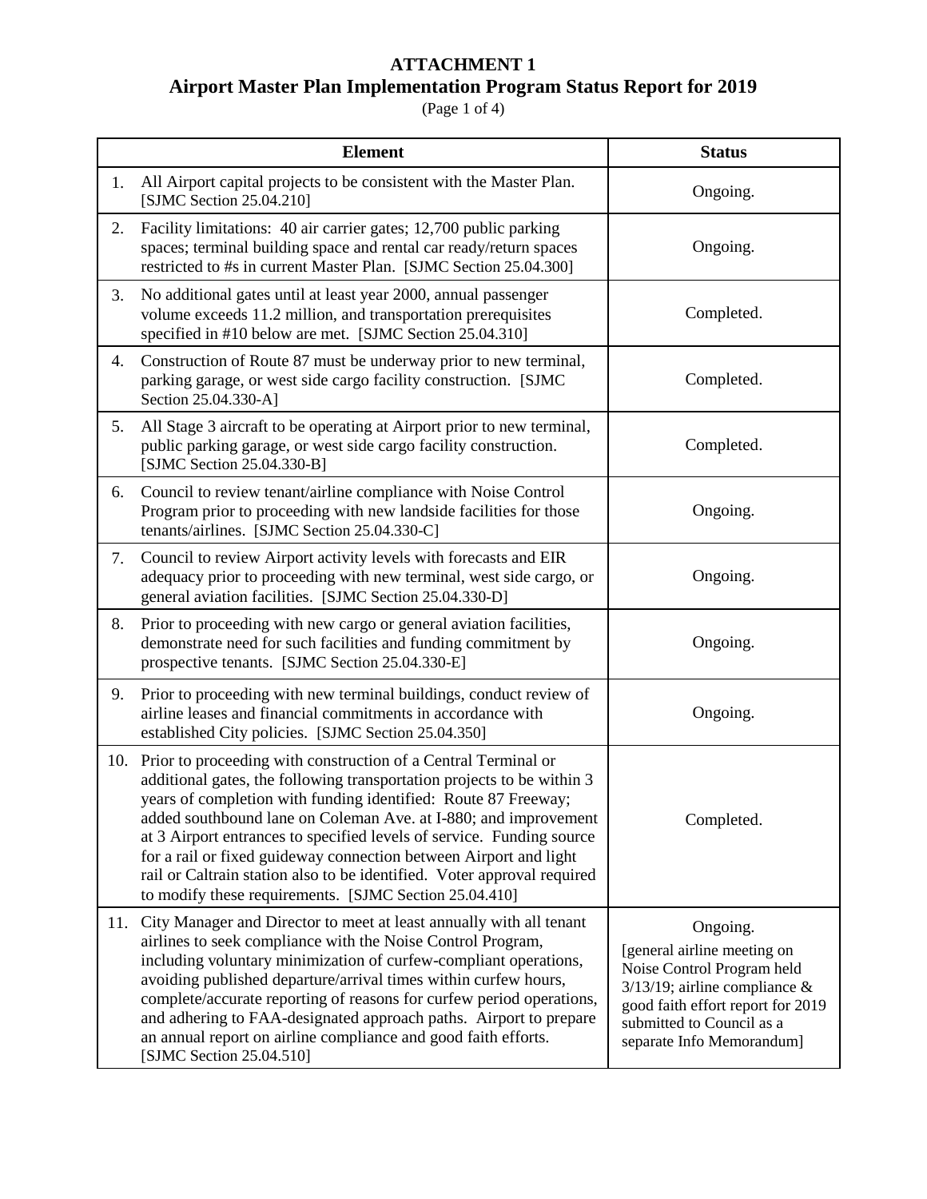# ATTACHMENT 1

## Airport Master Plan Implementation Program Status Report for 2019

(Page 1 of 4)

| Element | Status |
|---|---|
| 1. All Airport capital projects to be consistent with the Master Plan. [SJMC Section 25.04.210] | Ongoing. |
| 2. Facility limitations: 40 air carrier gates; 12,700 public parking spaces; terminal building space and rental car ready/return spaces restricted to #s in current Master Plan. [SJMC Section 25.04.300] | Ongoing. |
| 3. No additional gates until at least year 2000, annual passenger volume exceeds 11.2 million, and transportation prerequisites specified in #10 below are met. [SJMC Section 25.04.310] | Completed. |
| 4. Construction of Route 87 must be underway prior to new terminal, parking garage, or west side cargo facility construction. [SJMC Section 25.04.330-A] | Completed. |
| 5. All Stage 3 aircraft to be operating at Airport prior to new terminal, public parking garage, or west side cargo facility construction. [SJMC Section 25.04.330-B] | Completed. |
| 6. Council to review tenant/airline compliance with Noise Control Program prior to proceeding with new landside facilities for those tenants/airlines. [SJMC Section 25.04.330-C] | Ongoing. |
| 7. Council to review Airport activity levels with forecasts and EIR adequacy prior to proceeding with new terminal, west side cargo, or general aviation facilities. [SJMC Section 25.04.330-D] | Ongoing. |
| 8. Prior to proceeding with new cargo or general aviation facilities, demonstrate need for such facilities and funding commitment by prospective tenants. [SJMC Section 25.04.330-E] | Ongoing. |
| 9. Prior to proceeding with new terminal buildings, conduct review of airline leases and financial commitments in accordance with established City policies. [SJMC Section 25.04.350] | Ongoing. |
| 10. Prior to proceeding with construction of a Central Terminal or additional gates, the following transportation projects to be within 3 years of completion with funding identified: Route 87 Freeway; added southbound lane on Coleman Ave. at I-880; and improvement at 3 Airport entrances to specified levels of service. Funding source for a rail or fixed guideway connection between Airport and light rail or Caltrain station also to be identified. Voter approval required to modify these requirements. [SJMC Section 25.04.410] | Completed. |
| 11. City Manager and Director to meet at least annually with all tenant airlines to seek compliance with the Noise Control Program, including voluntary minimization of curfew-compliant operations, avoiding published departure/arrival times within curfew hours, complete/accurate reporting of reasons for curfew period operations, and adhering to FAA-designated approach paths. Airport to prepare an annual report on airline compliance and good faith efforts. [SJMC Section 25.04.510] | Ongoing. [general airline meeting on Noise Control Program held 3/13/19; airline compliance & good faith effort report for 2019 submitted to Council as a separate Info Memorandum] |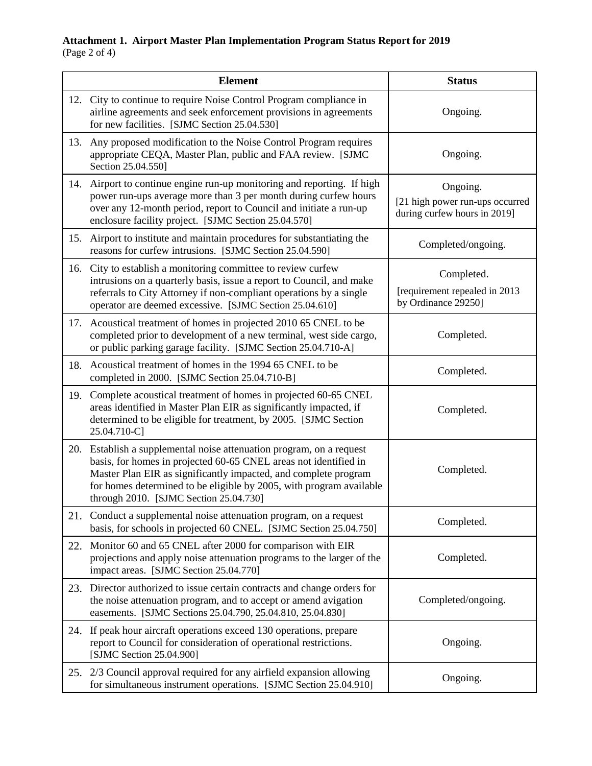**Attachment 1. Airport Master Plan Implementation Program Status Report for 2019**
(Page 2 of 4)

| Element | Status |
|---|---|
| 12. City to continue to require Noise Control Program compliance in airline agreements and seek enforcement provisions in agreements for new facilities. [SJMC Section 25.04.530] | Ongoing. |
| 13. Any proposed modification to the Noise Control Program requires appropriate CEQA, Master Plan, public and FAA review. [SJMC Section 25.04.550] | Ongoing. |
| 14. Airport to continue engine run-up monitoring and reporting. If high power run-ups average more than 3 per month during curfew hours over any 12-month period, report to Council and initiate a run-up enclosure facility project. [SJMC Section 25.04.570] | Ongoing. [21 high power run-ups occurred during curfew hours in 2019] |
| 15. Airport to institute and maintain procedures for substantiating the reasons for curfew intrusions. [SJMC Section 25.04.590] | Completed/ongoing. |
| 16. City to establish a monitoring committee to review curfew intrusions on a quarterly basis, issue a report to Council, and make referrals to City Attorney if non-compliant operations by a single operator are deemed excessive. [SJMC Section 25.04.610] | Completed. [requirement repealed in 2013 by Ordinance 29250] |
| 17. Acoustical treatment of homes in projected 2010 65 CNEL to be completed prior to development of a new terminal, west side cargo, or public parking garage facility. [SJMC Section 25.04.710-A] | Completed. |
| 18. Acoustical treatment of homes in the 1994 65 CNEL to be completed in 2000. [SJMC Section 25.04.710-B] | Completed. |
| 19. Complete acoustical treatment of homes in projected 60-65 CNEL areas identified in Master Plan EIR as significantly impacted, if determined to be eligible for treatment, by 2005. [SJMC Section 25.04.710-C] | Completed. |
| 20. Establish a supplemental noise attenuation program, on a request basis, for homes in projected 60-65 CNEL areas not identified in Master Plan EIR as significantly impacted, and complete program for homes determined to be eligible by 2005, with program available through 2010. [SJMC Section 25.04.730] | Completed. |
| 21. Conduct a supplemental noise attenuation program, on a request basis, for schools in projected 60 CNEL. [SJMC Section 25.04.750] | Completed. |
| 22. Monitor 60 and 65 CNEL after 2000 for comparison with EIR projections and apply noise attenuation programs to the larger of the impact areas. [SJMC Section 25.04.770] | Completed. |
| 23. Director authorized to issue certain contracts and change orders for the noise attenuation program, and to accept or amend avigation easements. [SJMC Sections 25.04.790, 25.04.810, 25.04.830] | Completed/ongoing. |
| 24. If peak hour aircraft operations exceed 130 operations, prepare report to Council for consideration of operational restrictions. [SJMC Section 25.04.900] | Ongoing. |
| 25. 2/3 Council approval required for any airfield expansion allowing for simultaneous instrument operations. [SJMC Section 25.04.910] | Ongoing. |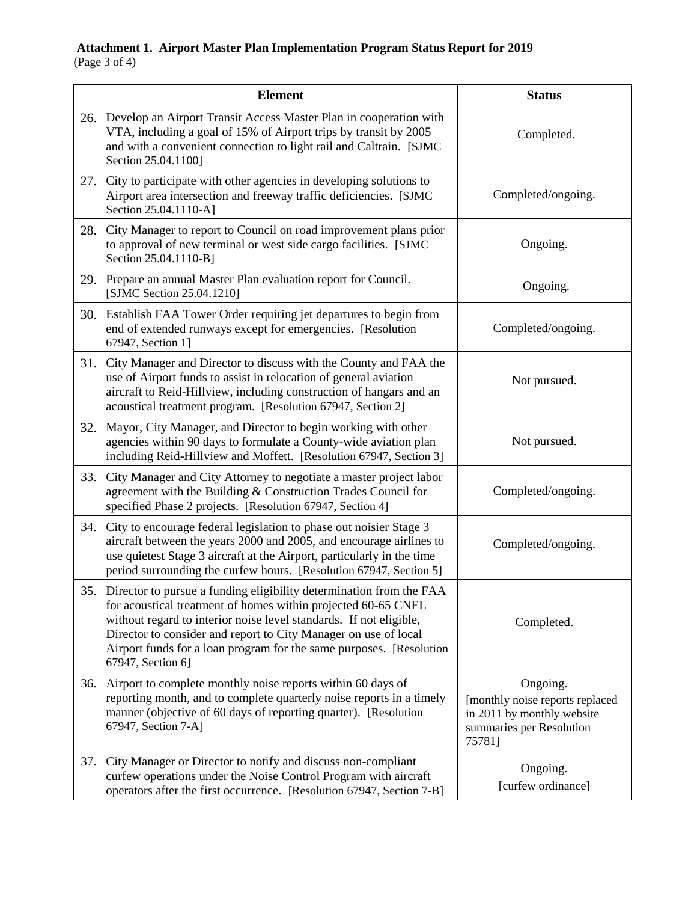**Attachment 1. Airport Master Plan Implementation Program Status Report for 2019**
(Page 3 of 4)

| Element | Status |
|---|---|
| 26. Develop an Airport Transit Access Master Plan in cooperation with VTA, including a goal of 15% of Airport trips by transit by 2005 and with a convenient connection to light rail and Caltrain. [SJMC Section 25.04.1100] | Completed. |
| 27. City to participate with other agencies in developing solutions to Airport area intersection and freeway traffic deficiencies. [SJMC Section 25.04.1110-A] | Completed/ongoing. |
| 28. City Manager to report to Council on road improvement plans prior to approval of new terminal or west side cargo facilities. [SJMC Section 25.04.1110-B] | Ongoing. |
| 29. Prepare an annual Master Plan evaluation report for Council. [SJMC Section 25.04.1210] | Ongoing. |
| 30. Establish FAA Tower Order requiring jet departures to begin from end of extended runways except for emergencies. [Resolution 67947, Section 1] | Completed/ongoing. |
| 31. City Manager and Director to discuss with the County and FAA the use of Airport funds to assist in relocation of general aviation aircraft to Reid-Hillview, including construction of hangars and an acoustical treatment program. [Resolution 67947, Section 2] | Not pursued. |
| 32. Mayor, City Manager, and Director to begin working with other agencies within 90 days to formulate a County-wide aviation plan including Reid-Hillview and Moffett. [Resolution 67947, Section 3] | Not pursued. |
| 33. City Manager and City Attorney to negotiate a master project labor agreement with the Building & Construction Trades Council for specified Phase 2 projects. [Resolution 67947, Section 4] | Completed/ongoing. |
| 34. City to encourage federal legislation to phase out noisier Stage 3 aircraft between the years 2000 and 2005, and encourage airlines to use quietest Stage 3 aircraft at the Airport, particularly in the time period surrounding the curfew hours. [Resolution 67947, Section 5] | Completed/ongoing. |
| 35. Director to pursue a funding eligibility determination from the FAA for acoustical treatment of homes within projected 60-65 CNEL without regard to interior noise level standards. If not eligible, Director to consider and report to City Manager on use of local Airport funds for a loan program for the same purposes. [Resolution 67947, Section 6] | Completed. |
| 36. Airport to complete monthly noise reports within 60 days of reporting month, and to complete quarterly noise reports in a timely manner (objective of 60 days of reporting quarter). [Resolution 67947, Section 7-A] | Ongoing. [monthly noise reports replaced in 2011 by monthly website summaries per Resolution 75781] |
| 37. City Manager or Director to notify and discuss non-compliant curfew operations under the Noise Control Program with aircraft operators after the first occurrence. [Resolution 67947, Section 7-B] | Ongoing. [curfew ordinance] |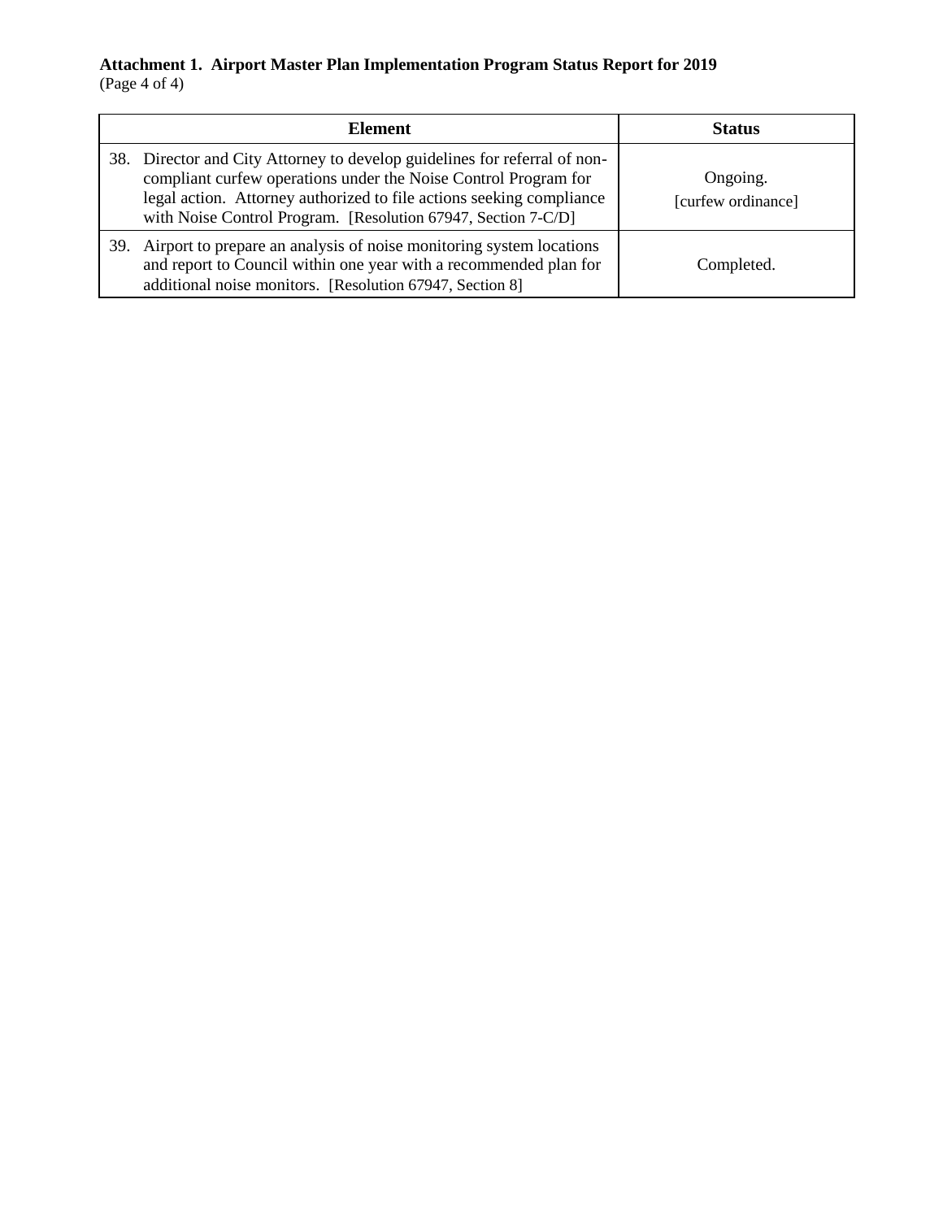**Attachment 1. Airport Master Plan Implementation Program Status Report for 2019**
(Page 4 of 4)

| Element | Status |
|---|---|
| 38. Director and City Attorney to develop guidelines for referral of non-compliant curfew operations under the Noise Control Program for legal action. Attorney authorized to file actions seeking compliance with Noise Control Program. [Resolution 67947, Section 7-C/D] | Ongoing. [curfew ordinance] |
| 39. Airport to prepare an analysis of noise monitoring system locations and report to Council within one year with a recommended plan for additional noise monitors. [Resolution 67947, Section 8] | Completed. |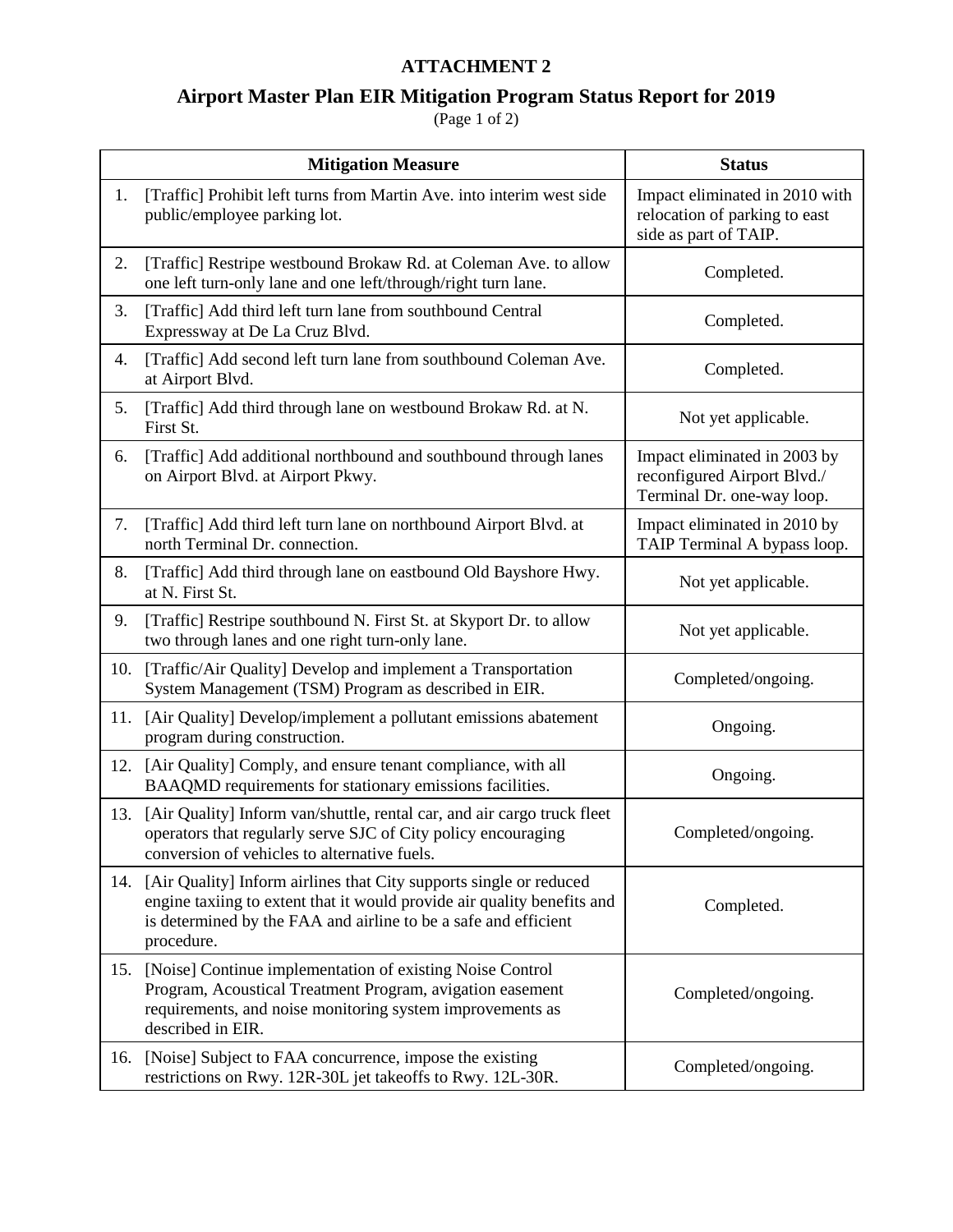**ATTACHMENT 2**

**Airport Master Plan EIR Mitigation Program Status Report for 2019**

(Page 1 of 2)

| Mitigation Measure | Status |
|---|---|
| 1. [Traffic] Prohibit left turns from Martin Ave. into interim west side public/employee parking lot. | Impact eliminated in 2010 with relocation of parking to east side as part of TAIP. |
| 2. [Traffic] Restripe westbound Brokaw Rd. at Coleman Ave. to allow one left turn-only lane and one left/through/right turn lane. | Completed. |
| 3. [Traffic] Add third left turn lane from southbound Central Expressway at De La Cruz Blvd. | Completed. |
| 4. [Traffic] Add second left turn lane from southbound Coleman Ave. at Airport Blvd. | Completed. |
| 5. [Traffic] Add third through lane on westbound Brokaw Rd. at N. First St. | Not yet applicable. |
| 6. [Traffic] Add additional northbound and southbound through lanes on Airport Blvd. at Airport Pkwy. | Impact eliminated in 2003 by reconfigured Airport Blvd./ Terminal Dr. one-way loop. |
| 7. [Traffic] Add third left turn lane on northbound Airport Blvd. at north Terminal Dr. connection. | Impact eliminated in 2010 by TAIP Terminal A bypass loop. |
| 8. [Traffic] Add third through lane on eastbound Old Bayshore Hwy. at N. First St. | Not yet applicable. |
| 9. [Traffic] Restripe southbound N. First St. at Skyport Dr. to allow two through lanes and one right turn-only lane. | Not yet applicable. |
| 10. [Traffic/Air Quality] Develop and implement a Transportation System Management (TSM) Program as described in EIR. | Completed/ongoing. |
| 11. [Air Quality] Develop/implement a pollutant emissions abatement program during construction. | Ongoing. |
| 12. [Air Quality] Comply, and ensure tenant compliance, with all BAAQMD requirements for stationary emissions facilities. | Ongoing. |
| 13. [Air Quality] Inform van/shuttle, rental car, and air cargo truck fleet operators that regularly serve SJC of City policy encouraging conversion of vehicles to alternative fuels. | Completed/ongoing. |
| 14. [Air Quality] Inform airlines that City supports single or reduced engine taxiing to extent that it would provide air quality benefits and is determined by the FAA and airline to be a safe and efficient procedure. | Completed. |
| 15. [Noise] Continue implementation of existing Noise Control Program, Acoustical Treatment Program, avigation easement requirements, and noise monitoring system improvements as described in EIR. | Completed/ongoing. |
| 16. [Noise] Subject to FAA concurrence, impose the existing restrictions on Rwy. 12R-30L jet takeoffs to Rwy. 12L-30R. | Completed/ongoing. |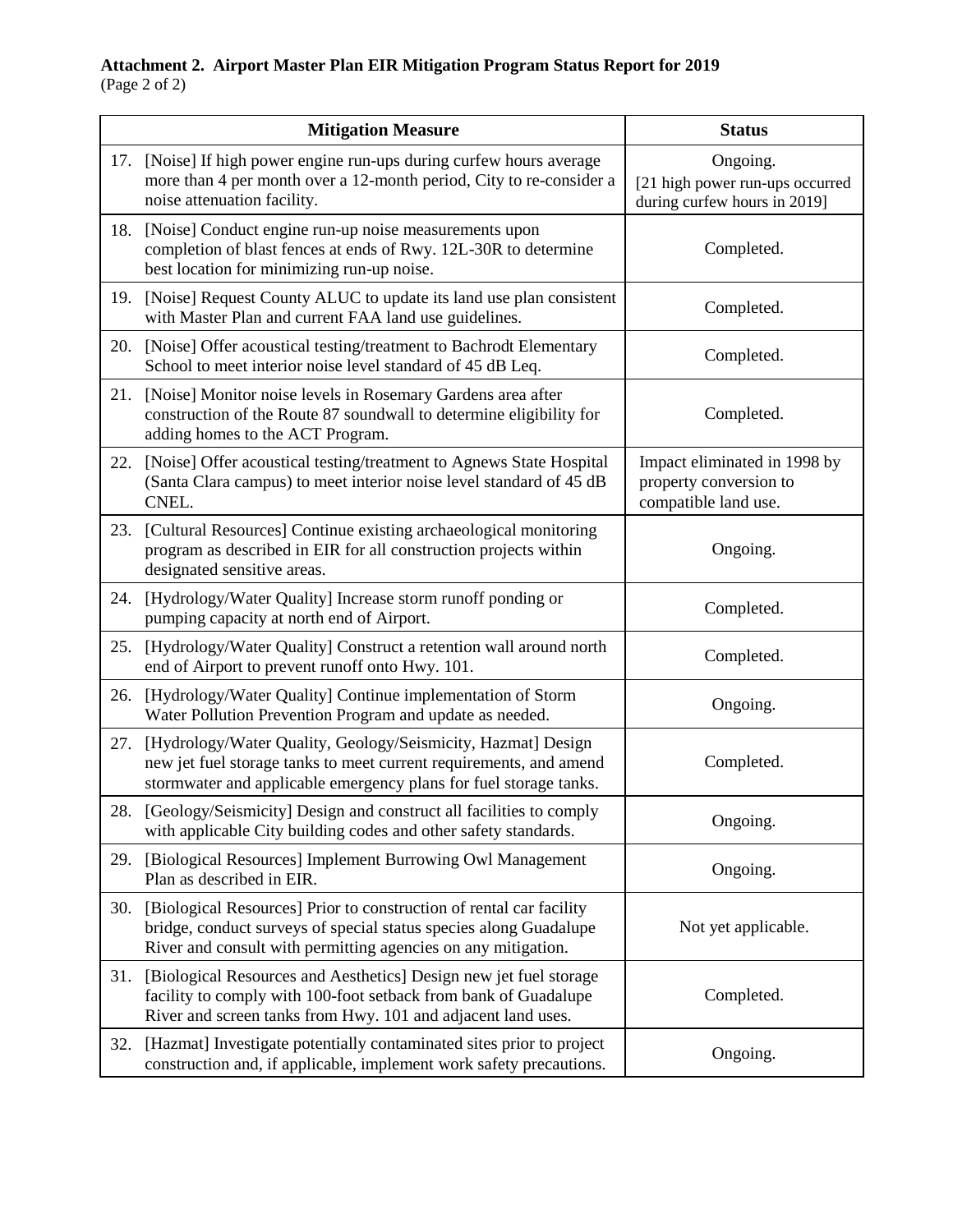**Attachment 2. Airport Master Plan EIR Mitigation Program Status Report for 2019**
(Page 2 of 2)

| Mitigation Measure | Status |
|---|---|
| 17. [Noise] If high power engine run-ups during curfew hours average more than 4 per month over a 12-month period, City to re-consider a noise attenuation facility. | Ongoing. [21 high power run-ups occurred during curfew hours in 2019] |
| 18. [Noise] Conduct engine run-up noise measurements upon completion of blast fences at ends of Rwy. 12L-30R to determine best location for minimizing run-up noise. | Completed. |
| 19. [Noise] Request County ALUC to update its land use plan consistent with Master Plan and current FAA land use guidelines. | Completed. |
| 20. [Noise] Offer acoustical testing/treatment to Bachrodt Elementary School to meet interior noise level standard of 45 dB Leq. | Completed. |
| 21. [Noise] Monitor noise levels in Rosemary Gardens area after construction of the Route 87 soundwall to determine eligibility for adding homes to the ACT Program. | Completed. |
| 22. [Noise] Offer acoustical testing/treatment to Agnews State Hospital (Santa Clara campus) to meet interior noise level standard of 45 dB CNEL. | Impact eliminated in 1998 by property conversion to compatible land use. |
| 23. [Cultural Resources] Continue existing archaeological monitoring program as described in EIR for all construction projects within designated sensitive areas. | Ongoing. |
| 24. [Hydrology/Water Quality] Increase storm runoff ponding or pumping capacity at north end of Airport. | Completed. |
| 25. [Hydrology/Water Quality] Construct a retention wall around north end of Airport to prevent runoff onto Hwy. 101. | Completed. |
| 26. [Hydrology/Water Quality] Continue implementation of Storm Water Pollution Prevention Program and update as needed. | Ongoing. |
| 27. [Hydrology/Water Quality, Geology/Seismicity, Hazmat] Design new jet fuel storage tanks to meet current requirements, and amend stormwater and applicable emergency plans for fuel storage tanks. | Completed. |
| 28. [Geology/Seismicity] Design and construct all facilities to comply with applicable City building codes and other safety standards. | Ongoing. |
| 29. [Biological Resources] Implement Burrowing Owl Management Plan as described in EIR. | Ongoing. |
| 30. [Biological Resources] Prior to construction of rental car facility bridge, conduct surveys of special status species along Guadalupe River and consult with permitting agencies on any mitigation. | Not yet applicable. |
| 31. [Biological Resources and Aesthetics] Design new jet fuel storage facility to comply with 100-foot setback from bank of Guadalupe River and screen tanks from Hwy. 101 and adjacent land uses. | Completed. |
| 32. [Hazmat] Investigate potentially contaminated sites prior to project construction and, if applicable, implement work safety precautions. | Ongoing. |